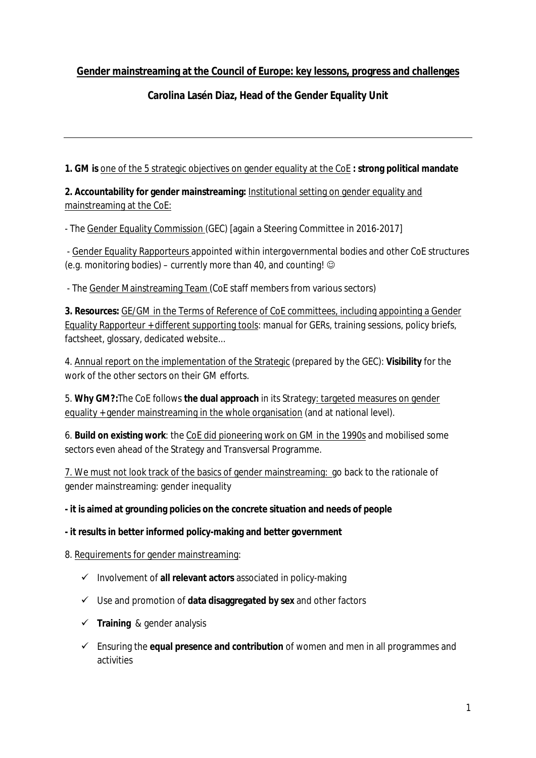**Gender mainstreaming at the Council of Europe: key lessons, progress and challenges**

**Carolina Lasén Diaz, Head of the Gender Equality Unit**

---

**1. GM is** one of the 5 strategic objectives on gender equality at the CoE **: strong political mandate**

**2. Accountability for gender mainstreaming:** Institutional setting on gender equality and mainstreaming at the CoE:

- The Gender Equality Commission (GEC) [again a Steering Committee in 2016-2017]

- Gender Equality Rapporteurs appointed within intergovernmental bodies and other CoE structures (e.g. monitoring bodies) – currently more than 40, and counting! ☺

- The Gender Mainstreaming Team (CoE staff members from various sectors)

**3. Resources:** GE/GM in the Terms of Reference of CoE committees, including appointing a Gender Equality Rapporteur + different supporting tools: manual for GERs, training sessions, policy briefs, factsheet, glossary, dedicated website…

4. Annual report on the implementation of the Strategic (prepared by the GEC): **Visibility** for the work of the other sectors on their GM efforts.

5. **Why GM?:** The CoE follows **the dual approach** in its Strategy: targeted measures on gender equality + gender mainstreaming in the whole organisation (and at national level).

6. **Build on existing work**: the CoE did pioneering work on GM in the 1990s and mobilised some sectors even ahead of the Strategy and Transversal Programme.

7. We must not look track of the basics of gender mainstreaming: go back to the rationale of gender mainstreaming: gender inequality

**- it is aimed at grounding policies on the concrete situation and needs of people**

**- it results in better informed policy-making and better government**

8. Requirements for gender mainstreaming:

- ✓ Involvement of **all relevant actors** associated in policy-making
- ✓ Use and promotion of **data disaggregated by sex** and other factors
- ✓ **Training** & gender analysis
- ✓ Ensuring the **equal presence and contribution** of women and men in all programmes and activities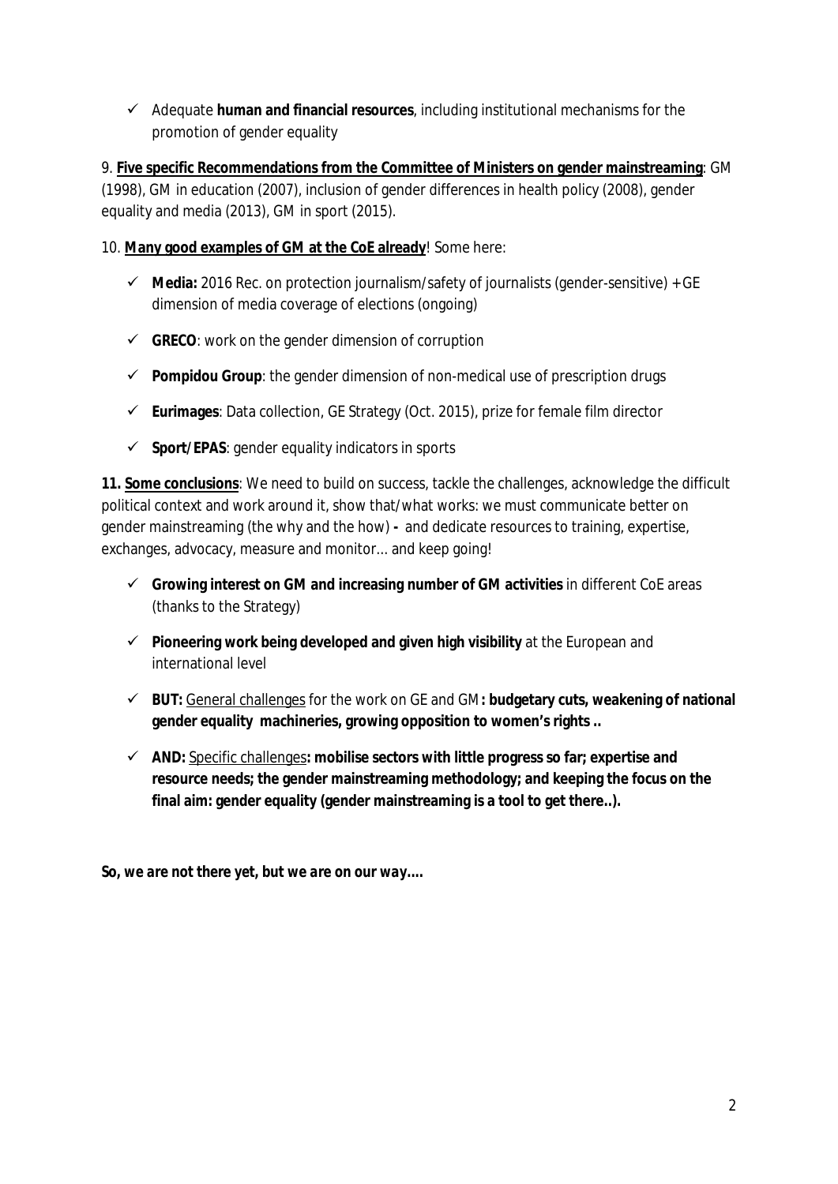- ✓ Adequate **human and financial resources**, including institutional mechanisms for the promotion of gender equality

9. **Five specific Recommendations from the Committee of Ministers on gender mainstreaming**: GM (1998), GM in education (2007), inclusion of gender differences in health policy (2008), gender equality and media (2013), GM in sport (2015).

10. **Many good examples of GM at the CoE already**! Some here:

- ✓ **Media:** 2016 Rec. on protection journalism/safety of journalists (gender-sensitive) + GE dimension of media coverage of elections (ongoing)
- ✓ **GRECO**: work on the gender dimension of corruption
- ✓ **Pompidou Group**: the gender dimension of non-medical use of prescription drugs
- ✓ **Eurimages**: Data collection, GE Strategy (Oct. 2015), prize for female film director
- ✓ **Sport/EPAS**: gender equality indicators in sports

**11. Some conclusions**: We need to build on success, tackle the challenges, acknowledge the difficult political context and work around it, show that/what works: we must communicate better on gender mainstreaming (the why and the how) **-** and dedicate resources to training, expertise, exchanges, advocacy, measure and monitor… and keep going!

- ✓ **Growing interest on GM and increasing number of GM activities** in different CoE areas (thanks to the Strategy)
- ✓ **Pioneering work being developed and given high visibility** at the European and international level
- ✓ **BUT:** General challenges for the work on GE and GM**: budgetary cuts, weakening of national gender equality machineries, growing opposition to women's rights ..**
- ✓ **AND:** Specific challenges**: mobilise sectors with little progress so far; expertise and resource needs; the gender mainstreaming methodology; and keeping the focus on the final aim: gender equality (gender mainstreaming is a tool to get there..).**

***So, we are not there yet, but we are on our way….***